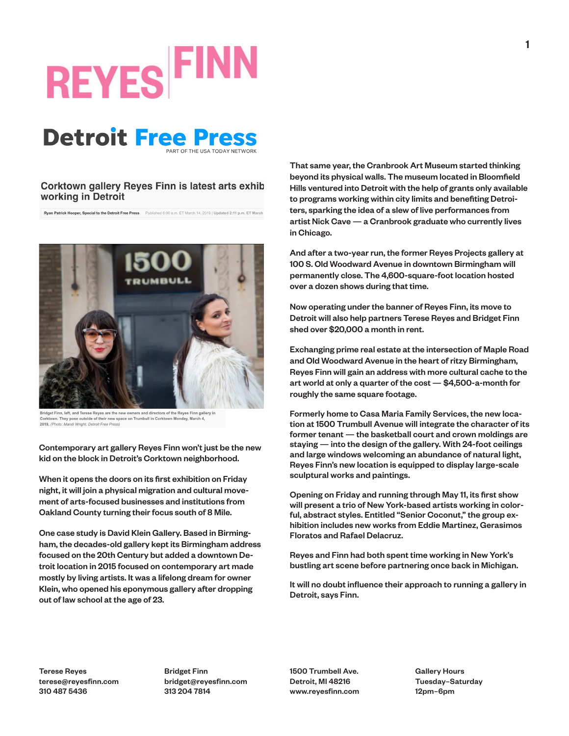# REYES FINN

## Detroit Free Press

PART OF THE USA TODAY NETWORK

### Corktown gallery Reyes Finn is latest arts exhib working in Detroit

Ryan Patrick Hooper, Special to the Detroit Free Press   Published 6:00 a.m. ET March 14, 2019 | Updated 2:11 p.m. ET March

Bridget Finn, left, and Terese Reyes are the new owners and directors of the Reyes Finn gallery in Corktown. They pose outside of their new space on Trumbull in Corktown Monday, March 4, 2019. *(Photo: Mandi Wright, Detroit Free Press)*

Contemporary art gallery Reyes Finn won't just be the new kid on the block in Detroit's Corktown neighborhood.

When it opens the doors on its first exhibition on Friday night, it will join a physical migration and cultural movement of arts-focused businesses and institutions from Oakland County turning their focus south of 8 Mile.

One case study is David Klein Gallery. Based in Birmingham, the decades-old gallery kept its Birmingham address focused on the 20th Century but added a downtown Detroit location in 2015 focused on contemporary art made mostly by living artists. It was a lifelong dream for owner Klein, who opened his eponymous gallery after dropping out of law school at the age of 23.

That same year, the Cranbrook Art Museum started thinking beyond its physical walls. The museum located in Bloomfield Hills ventured into Detroit with the help of grants only available to programs working within city limits and benefiting Detroiters, sparking the idea of a slew of live performances from artist Nick Cave — a Cranbrook graduate who currently lives in Chicago.

And after a two-year run, the former Reyes Projects gallery at 100 S. Old Woodward Avenue in downtown Birmingham will permanently close. The 4,600-square-foot location hosted over a dozen shows during that time.

Now operating under the banner of Reyes Finn, its move to Detroit will also help partners Terese Reyes and Bridget Finn shed over $20,000 a month in rent.

Exchanging prime real estate at the intersection of Maple Road and Old Woodward Avenue in the heart of ritzy Birmingham, Reyes Finn will gain an address with more cultural cache to the art world at only a quarter of the cost — $4,500-a-month for roughly the same square footage.

Formerly home to Casa Maria Family Services, the new location at 1500 Trumbull Avenue will integrate the character of its former tenant — the basketball court and crown moldings are staying — into the design of the gallery. With 24-foot ceilings and large windows welcoming an abundance of natural light, Reyes Finn's new location is equipped to display large-scale sculptural works and paintings.

Opening on Friday and running through May 11, its first show will present a trio of New York-based artists working in colorful, abstract styles. Entitled "Senior Coconut," the group exhibition includes new works from Eddie Martinez, Gerasimos Floratos and Rafael Delacruz.

Reyes and Finn had both spent time working in New York's bustling art scene before partnering once back in Michigan.

It will no doubt influence their approach to running a gallery in Detroit, says Finn.

Terese Reyes
terese@reyesfinn.com
310 487 5436

Bridget Finn
bridget@reyesfinn.com
313 204 7814

1500 Trumbell Ave.
Detroit, MI 48216
www.reyesfinn.com

Gallery Hours
Tuesday–Saturday
12pm–6pm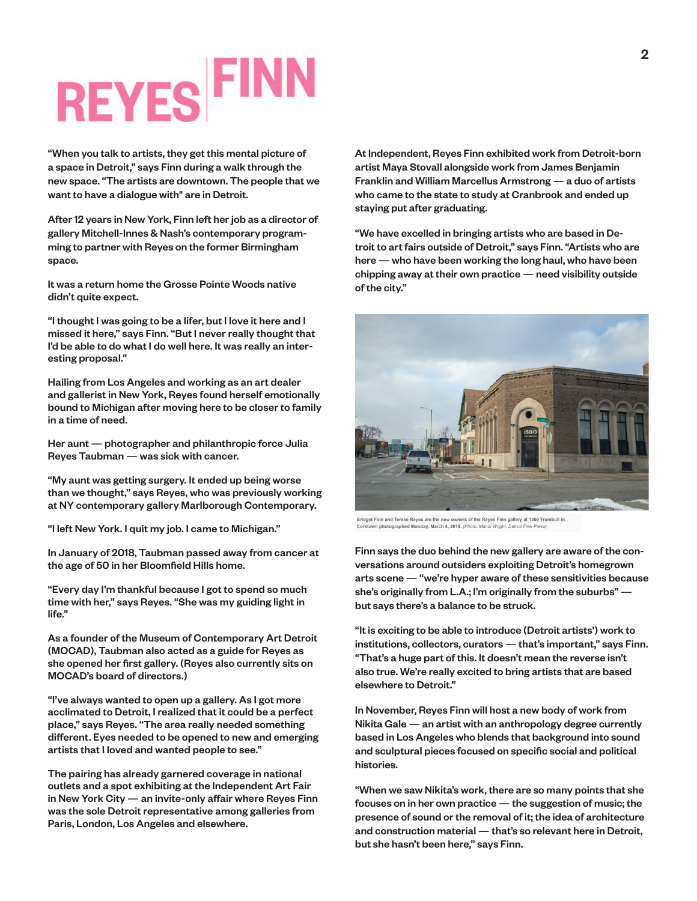# REYES FINN

"When you talk to artists, they get this mental picture of a space in Detroit," says Finn during a walk through the new space. "The artists are downtown. The people that we want to have a dialogue with" are in Detroit.

After 12 years in New York, Finn left her job as a director of gallery Mitchell-Innes & Nash's contemporary programming to partner with Reyes on the former Birmingham space.

It was a return home the Grosse Pointe Woods native didn't quite expect.

"I thought I was going to be a lifer, but I love it here and I missed it here," says Finn. "But I never really thought that I'd be able to do what I do well here. It was really an interesting proposal."

Hailing from Los Angeles and working as an art dealer and gallerist in New York, Reyes found herself emotionally bound to Michigan after moving here to be closer to family in a time of need.

Her aunt — photographer and philanthropic force Julia Reyes Taubman — was sick with cancer.

"My aunt was getting surgery. It ended up being worse than we thought," says Reyes, who was previously working at NY contemporary gallery Marlborough Contemporary.

"I left New York. I quit my job. I came to Michigan."

In January of 2018, Taubman passed away from cancer at the age of 50 in her Bloomfield Hills home.

"Every day I'm thankful because I got to spend so much time with her," says Reyes. "She was my guiding light in life."

As a founder of the Museum of Contemporary Art Detroit (MOCAD), Taubman also acted as a guide for Reyes as she opened her first gallery. (Reyes also currently sits on MOCAD's board of directors.)

"I've always wanted to open up a gallery. As I got more acclimated to Detroit, I realized that it could be a perfect place," says Reyes. "The area really needed something different. Eyes needed to be opened to new and emerging artists that I loved and wanted people to see."

The pairing has already garnered coverage in national outlets and a spot exhibiting at the Independent Art Fair in New York City — an invite-only affair where Reyes Finn was the sole Detroit representative among galleries from Paris, London, Los Angeles and elsewhere.

At Independent, Reyes Finn exhibited work from Detroit-born artist Maya Stovall alongside work from James Benjamin Franklin and William Marcellus Armstrong — a duo of artists who came to the state to study at Cranbrook and ended up staying put after graduating.

"We have excelled in bringing artists who are based in Detroit to art fairs outside of Detroit," says Finn. "Artists who are here — who have been working the long haul, who have been chipping away at their own practice — need visibility outside of the city."

Bridget Finn and Terese Reyes are the new owners of the Reyes Finn gallery at 1500 Trumbull in Corktown photographed Monday, March 4, 2019. *(Photo: Mandi Wright, Detroit Free Press)*

Finn says the duo behind the new gallery are aware of the conversations around outsiders exploiting Detroit's homegrown arts scene — "we're hyper aware of these sensitivities because she's originally from L.A.; I'm originally from the suburbs" — but says there's a balance to be struck.

"It is exciting to be able to introduce (Detroit artists') work to institutions, collectors, curators — that's important," says Finn. "That's a huge part of this. It doesn't mean the reverse isn't also true. We're really excited to bring artists that are based elsewhere to Detroit."

In November, Reyes Finn will host a new body of work from Nikita Gale — an artist with an anthropology degree currently based in Los Angeles who blends that background into sound and sculptural pieces focused on specific social and political histories.

"When we saw Nikita's work, there are so many points that she focuses on in her own practice — the suggestion of music; the presence of sound or the removal of it; the idea of architecture and construction material — that's so relevant here in Detroit, but she hasn't been here," says Finn.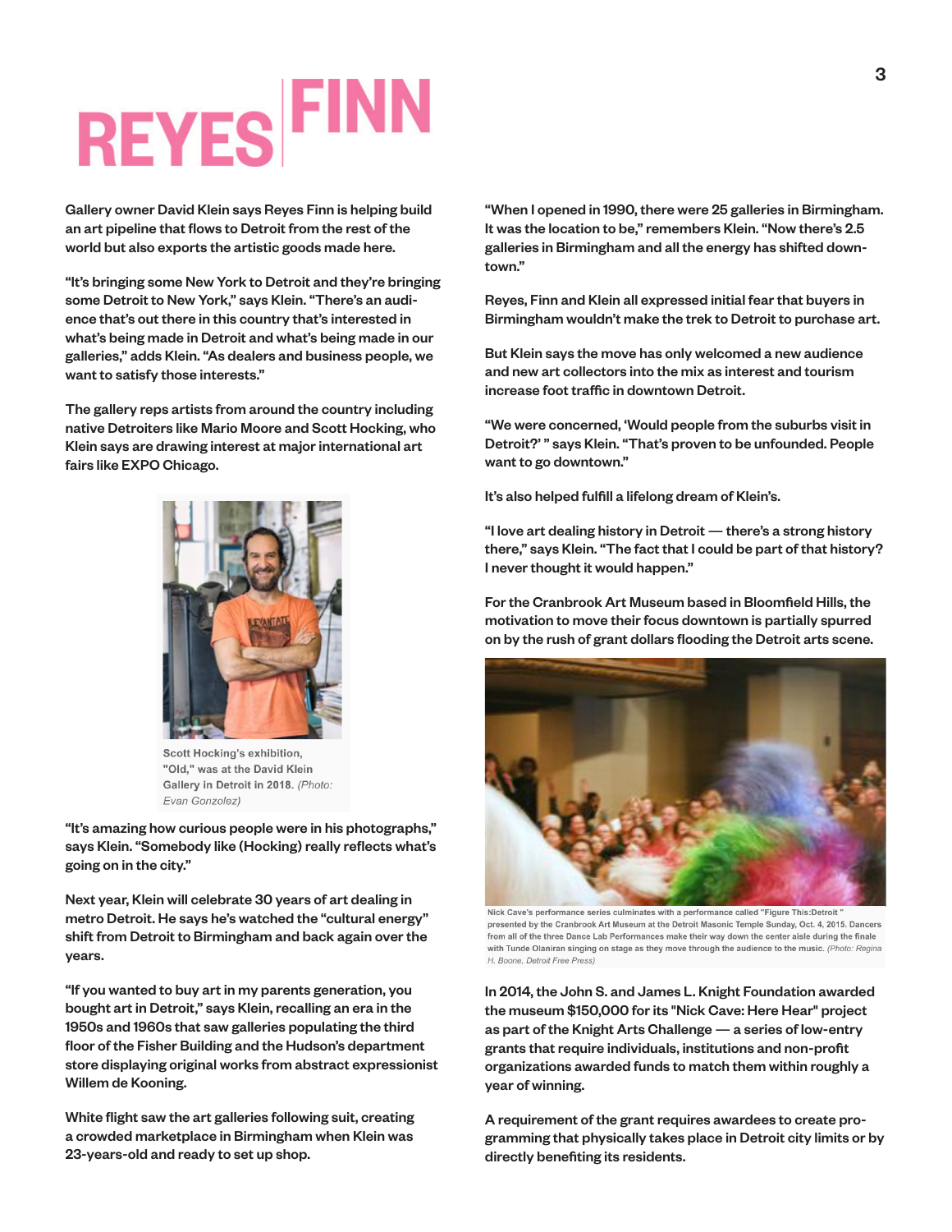# REYES | FINN

Gallery owner David Klein says Reyes Finn is helping build an art pipeline that flows to Detroit from the rest of the world but also exports the artistic goods made here.

"It's bringing some New York to Detroit and they're bringing some Detroit to New York," says Klein. "There's an audience that's out there in this country that's interested in what's being made in Detroit and what's being made in our galleries," adds Klein. "As dealers and business people, we want to satisfy those interests."

The gallery reps artists from around the country including native Detroiters like Mario Moore and Scott Hocking, who Klein says are drawing interest at major international art fairs like EXPO Chicago.

Scott Hocking's exhibition, "Old," was at the David Klein Gallery in Detroit in 2018. *(Photo: Evan Gonzolez)*

"It's amazing how curious people were in his photographs," says Klein. "Somebody like (Hocking) really reflects what's going on in the city."

Next year, Klein will celebrate 30 years of art dealing in metro Detroit. He says he's watched the "cultural energy" shift from Detroit to Birmingham and back again over the years.

"If you wanted to buy art in my parents generation, you bought art in Detroit," says Klein, recalling an era in the 1950s and 1960s that saw galleries populating the third floor of the Fisher Building and the Hudson's department store displaying original works from abstract expressionist Willem de Kooning.

White flight saw the art galleries following suit, creating a crowded marketplace in Birmingham when Klein was 23-years-old and ready to set up shop.

"When I opened in 1990, there were 25 galleries in Birmingham. It was the location to be," remembers Klein. "Now there's 2.5 galleries in Birmingham and all the energy has shifted downtown."

Reyes, Finn and Klein all expressed initial fear that buyers in Birmingham wouldn't make the trek to Detroit to purchase art.

But Klein says the move has only welcomed a new audience and new art collectors into the mix as interest and tourism increase foot traffic in downtown Detroit.

"We were concerned, 'Would people from the suburbs visit in Detroit?' " says Klein. "That's proven to be unfounded. People want to go downtown."

It's also helped fulfill a lifelong dream of Klein's.

"I love art dealing history in Detroit — there's a strong history there," says Klein. "The fact that I could be part of that history? I never thought it would happen."

For the Cranbrook Art Museum based in Bloomfield Hills, the motivation to move their focus downtown is partially spurred on by the rush of grant dollars flooding the Detroit arts scene.

Nick Cave's performance series culminates with a performance called "Figure This:Detroit " presented by the Cranbrook Art Museum at the Detroit Masonic Temple Sunday, Oct. 4, 2015. Dancers from all of the three Dance Lab Performances make their way down the center aisle during the finale with Tunde Olaniran singing on stage as they move through the audience to the music. *(Photo: Regina H. Boone, Detroit Free Press)*

In 2014, the John S. and James L. Knight Foundation awarded the museum $150,000 for its "Nick Cave: Here Hear" project as part of the Knight Arts Challenge — a series of low-entry grants that require individuals, institutions and non-profit organizations awarded funds to match them within roughly a year of winning.

A requirement of the grant requires awardees to create programming that physically takes place in Detroit city limits or by directly benefiting its residents.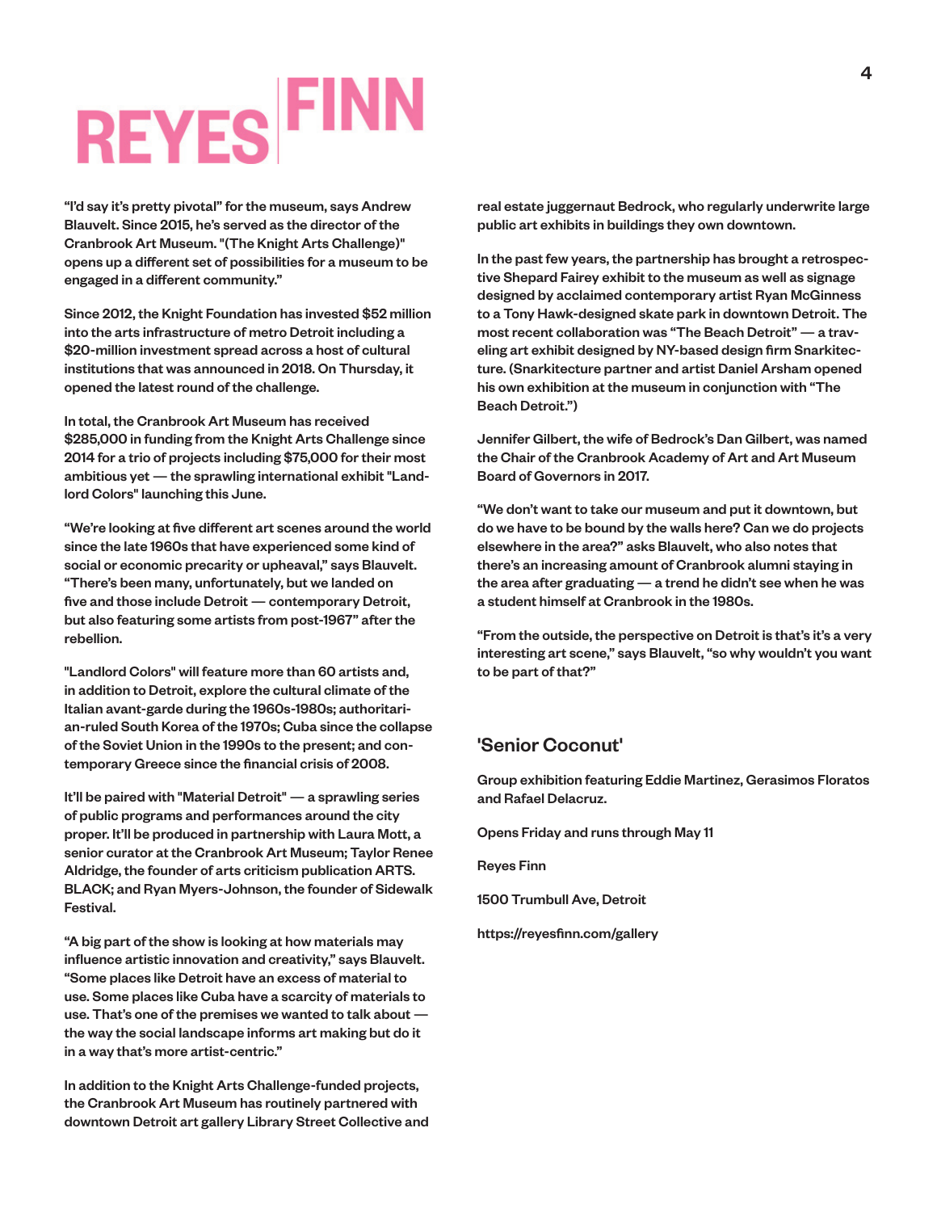# REYES | FINN

"I'd say it's pretty pivotal" for the museum, says Andrew Blauvelt. Since 2015, he's served as the director of the Cranbrook Art Museum. "(The Knight Arts Challenge)" opens up a different set of possibilities for a museum to be engaged in a different community."

Since 2012, the Knight Foundation has invested $52 million into the arts infrastructure of metro Detroit including a $20-million investment spread across a host of cultural institutions that was announced in 2018. On Thursday, it opened the latest round of the challenge.

In total, the Cranbrook Art Museum has received $285,000 in funding from the Knight Arts Challenge since 2014 for a trio of projects including $75,000 for their most ambitious yet — the sprawling international exhibit "Landlord Colors" launching this June.

"We're looking at five different art scenes around the world since the late 1960s that have experienced some kind of social or economic precarity or upheaval," says Blauvelt. "There's been many, unfortunately, but we landed on five and those include Detroit — contemporary Detroit, but also featuring some artists from post-1967" after the rebellion.

"Landlord Colors" will feature more than 60 artists and, in addition to Detroit, explore the cultural climate of the Italian avant-garde during the 1960s-1980s; authoritarian-ruled South Korea of the 1970s; Cuba since the collapse of the Soviet Union in the 1990s to the present; and contemporary Greece since the financial crisis of 2008.

It'll be paired with "Material Detroit" — a sprawling series of public programs and performances around the city proper. It'll be produced in partnership with Laura Mott, a senior curator at the Cranbrook Art Museum; Taylor Renee Aldridge, the founder of arts criticism publication ARTS. BLACK; and Ryan Myers-Johnson, the founder of Sidewalk Festival.

"A big part of the show is looking at how materials may influence artistic innovation and creativity," says Blauvelt. "Some places like Detroit have an excess of material to use. Some places like Cuba have a scarcity of materials to use. That's one of the premises we wanted to talk about — the way the social landscape informs art making but do it in a way that's more artist-centric."

In addition to the Knight Arts Challenge-funded projects, the Cranbrook Art Museum has routinely partnered with downtown Detroit art gallery Library Street Collective and real estate juggernaut Bedrock, who regularly underwrite large public art exhibits in buildings they own downtown.

In the past few years, the partnership has brought a retrospective Shepard Fairey exhibit to the museum as well as signage designed by acclaimed contemporary artist Ryan McGinness to a Tony Hawk-designed skate park in downtown Detroit. The most recent collaboration was "The Beach Detroit" — a traveling art exhibit designed by NY-based design firm Snarkitecture. (Snarkitecture partner and artist Daniel Arsham opened his own exhibition at the museum in conjunction with "The Beach Detroit.")

Jennifer Gilbert, the wife of Bedrock's Dan Gilbert, was named the Chair of the Cranbrook Academy of Art and Art Museum Board of Governors in 2017.

"We don't want to take our museum and put it downtown, but do we have to be bound by the walls here? Can we do projects elsewhere in the area?" asks Blauvelt, who also notes that there's an increasing amount of Cranbrook alumni staying in the area after graduating — a trend he didn't see when he was a student himself at Cranbrook in the 1980s.

"From the outside, the perspective on Detroit is that's it's a very interesting art scene," says Blauvelt, "so why wouldn't you want to be part of that?"

## 'Senior Coconut'

Group exhibition featuring Eddie Martinez, Gerasimos Floratos and Rafael Delacruz.

Opens Friday and runs through May 11

Reyes Finn

1500 Trumbull Ave, Detroit

https://reyesfinn.com/gallery